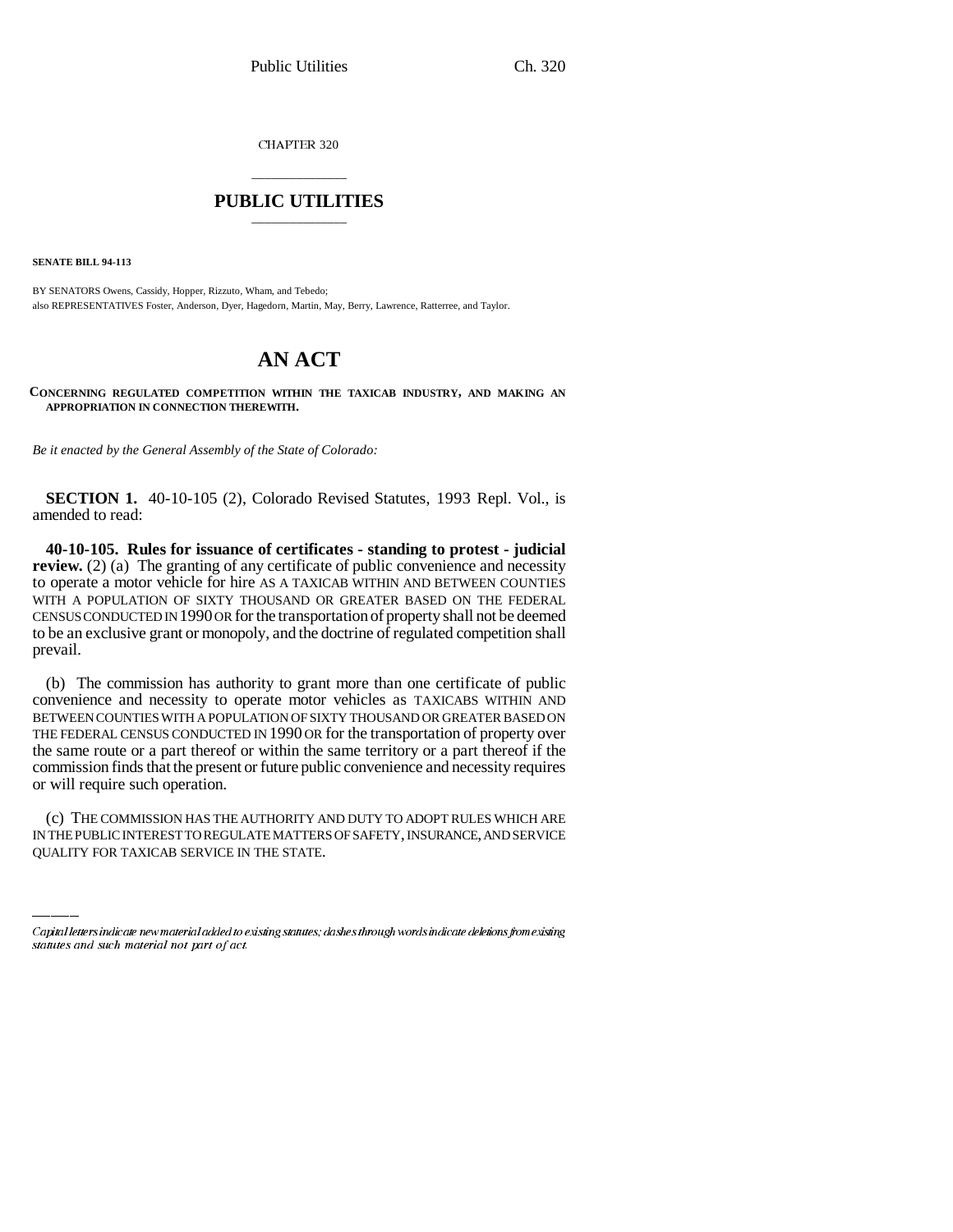CHAPTER 320

# PUBLIC UTILITIES

**SENATE BILL 94-113**

BY SENATORS Owens, Cassidy, Hopper, Rizzuto, Wham, and Tebedo;
also REPRESENTATIVES Foster, Anderson, Dyer, Hagedorn, Martin, May, Berry, Lawrence, Ratterree, and Taylor.

# AN ACT

**CONCERNING REGULATED COMPETITION WITHIN THE TAXICAB INDUSTRY, AND MAKING AN APPROPRIATION IN CONNECTION THEREWITH.**

*Be it enacted by the General Assembly of the State of Colorado:*

**SECTION 1.** 40-10-105 (2), Colorado Revised Statutes, 1993 Repl. Vol., is amended to read:

**40-10-105. Rules for issuance of certificates - standing to protest - judicial review.** (2) (a) The granting of any certificate of public convenience and necessity to operate a motor vehicle for hire AS A TAXICAB WITHIN AND BETWEEN COUNTIES WITH A POPULATION OF SIXTY THOUSAND OR GREATER BASED ON THE FEDERAL CENSUS CONDUCTED IN 1990 OR for the transportation of property shall not be deemed to be an exclusive grant or monopoly, and the doctrine of regulated competition shall prevail.

(b) The commission has authority to grant more than one certificate of public convenience and necessity to operate motor vehicles as TAXICABS WITHIN AND BETWEEN COUNTIES WITH A POPULATION OF SIXTY THOUSAND OR GREATER BASED ON THE FEDERAL CENSUS CONDUCTED IN 1990 OR for the transportation of property over the same route or a part thereof or within the same territory or a part thereof if the commission finds that the present or future public convenience and necessity requires or will require such operation.

(c) THE COMMISSION HAS THE AUTHORITY AND DUTY TO ADOPT RULES WHICH ARE IN THE PUBLIC INTEREST TO REGULATE MATTERS OF SAFETY, INSURANCE, AND SERVICE QUALITY FOR TAXICAB SERVICE IN THE STATE.

---

*Capital letters indicate new material added to existing statutes; dashes through words indicate deletions from existing statutes and such material not part of act.*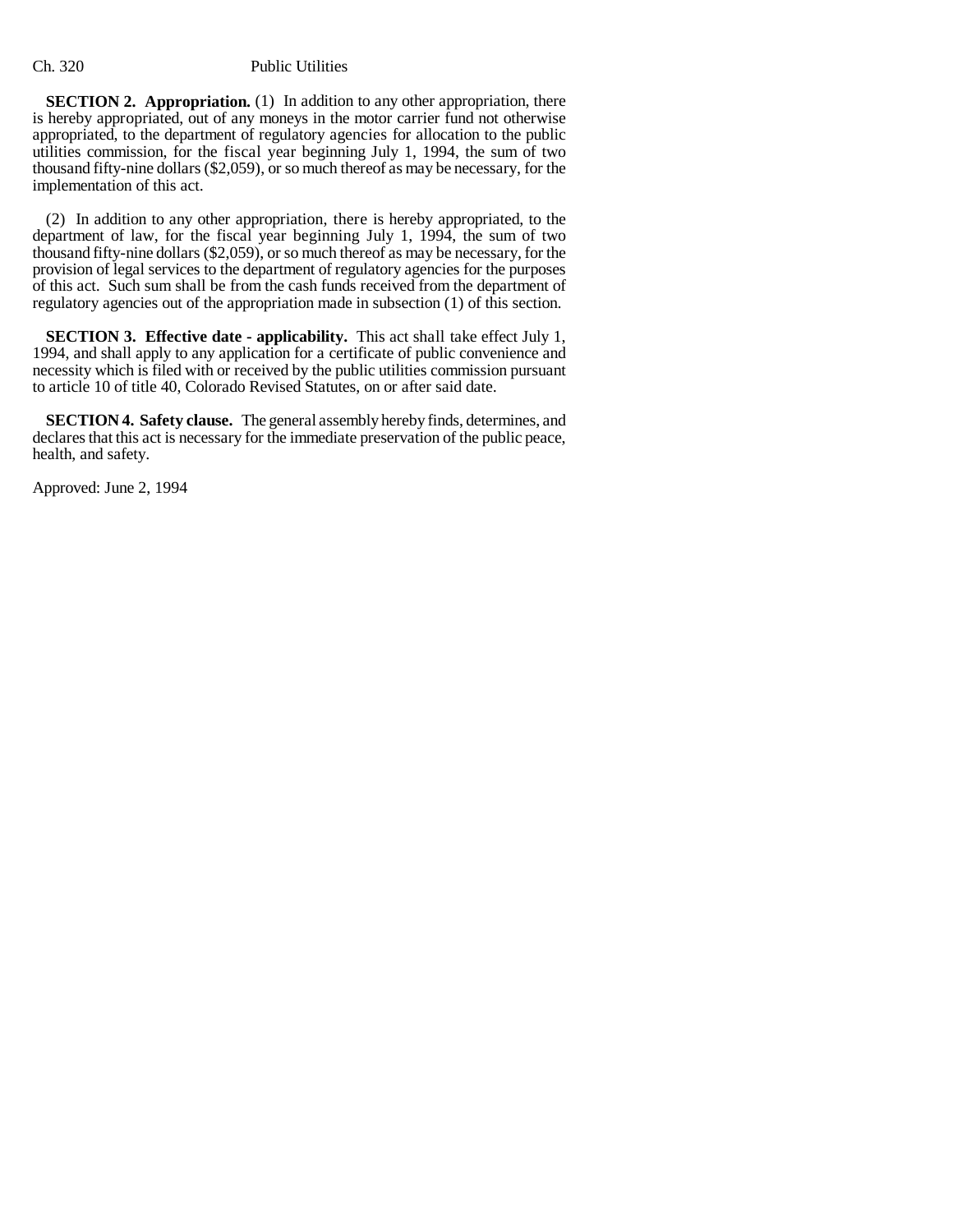**SECTION 2. Appropriation.** (1) In addition to any other appropriation, there is hereby appropriated, out of any moneys in the motor carrier fund not otherwise appropriated, to the department of regulatory agencies for allocation to the public utilities commission, for the fiscal year beginning July 1, 1994, the sum of two thousand fifty-nine dollars ($2,059), or so much thereof as may be necessary, for the implementation of this act.

(2) In addition to any other appropriation, there is hereby appropriated, to the department of law, for the fiscal year beginning July 1, 1994, the sum of two thousand fifty-nine dollars ($2,059), or so much thereof as may be necessary, for the provision of legal services to the department of regulatory agencies for the purposes of this act. Such sum shall be from the cash funds received from the department of regulatory agencies out of the appropriation made in subsection (1) of this section.

**SECTION 3. Effective date - applicability.** This act shall take effect July 1, 1994, and shall apply to any application for a certificate of public convenience and necessity which is filed with or received by the public utilities commission pursuant to article 10 of title 40, Colorado Revised Statutes, on or after said date.

**SECTION 4. Safety clause.** The general assembly hereby finds, determines, and declares that this act is necessary for the immediate preservation of the public peace, health, and safety.

Approved: June 2, 1994